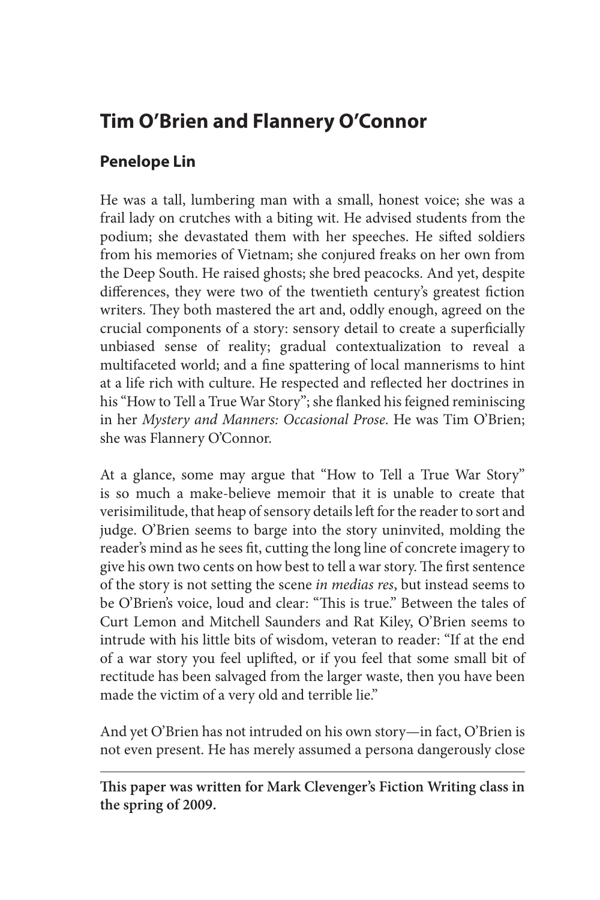# Tim O'Brien and Flannery O'Connor

## Penelope Lin

He was a tall, lumbering man with a small, honest voice; she was a frail lady on crutches with a biting wit. He advised students from the podium; she devastated them with her speeches. He sifted soldiers from his memories of Vietnam; she conjured freaks on her own from the Deep South. He raised ghosts; she bred peacocks. And yet, despite differences, they were two of the twentieth century's greatest fiction writers. They both mastered the art and, oddly enough, agreed on the crucial components of a story: sensory detail to create a superficially unbiased sense of reality; gradual contextualization to reveal a multifaceted world; and a fine spattering of local mannerisms to hint at a life rich with culture. He respected and reflected her doctrines in his "How to Tell a True War Story"; she flanked his feigned reminiscing in her *Mystery and Manners: Occasional Prose*. He was Tim O'Brien; she was Flannery O'Connor.

At a glance, some may argue that "How to Tell a True War Story" is so much a make-believe memoir that it is unable to create that verisimilitude, that heap of sensory details left for the reader to sort and judge. O'Brien seems to barge into the story uninvited, molding the reader's mind as he sees fit, cutting the long line of concrete imagery to give his own two cents on how best to tell a war story. The first sentence of the story is not setting the scene *in medias res*, but instead seems to be O'Brien's voice, loud and clear: "This is true." Between the tales of Curt Lemon and Mitchell Saunders and Rat Kiley, O'Brien seems to intrude with his little bits of wisdom, veteran to reader: "If at the end of a war story you feel uplifted, or if you feel that some small bit of rectitude has been salvaged from the larger waste, then you have been made the victim of a very old and terrible lie."

And yet O'Brien has not intruded on his own story—in fact, O'Brien is not even present. He has merely assumed a persona dangerously close

---

**This paper was written for Mark Clevenger's Fiction Writing class in the spring of 2009.**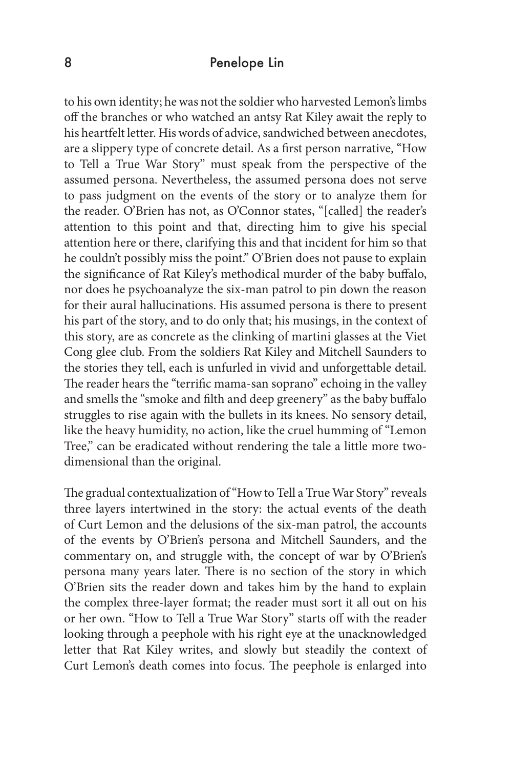to his own identity; he was not the soldier who harvested Lemon's limbs off the branches or who watched an antsy Rat Kiley await the reply to his heartfelt letter. His words of advice, sandwiched between anecdotes, are a slippery type of concrete detail. As a first person narrative, "How to Tell a True War Story" must speak from the perspective of the assumed persona. Nevertheless, the assumed persona does not serve to pass judgment on the events of the story or to analyze them for the reader. O'Brien has not, as O'Connor states, "[called] the reader's attention to this point and that, directing him to give his special attention here or there, clarifying this and that incident for him so that he couldn't possibly miss the point." O'Brien does not pause to explain the significance of Rat Kiley's methodical murder of the baby buffalo, nor does he psychoanalyze the six-man patrol to pin down the reason for their aural hallucinations. His assumed persona is there to present his part of the story, and to do only that; his musings, in the context of this story, are as concrete as the clinking of martini glasses at the Viet Cong glee club. From the soldiers Rat Kiley and Mitchell Saunders to the stories they tell, each is unfurled in vivid and unforgettable detail. The reader hears the "terrific mama-san soprano" echoing in the valley and smells the "smoke and filth and deep greenery" as the baby buffalo struggles to rise again with the bullets in its knees. No sensory detail, like the heavy humidity, no action, like the cruel humming of "Lemon Tree," can be eradicated without rendering the tale a little more two-dimensional than the original.

The gradual contextualization of "How to Tell a True War Story" reveals three layers intertwined in the story: the actual events of the death of Curt Lemon and the delusions of the six-man patrol, the accounts of the events by O'Brien's persona and Mitchell Saunders, and the commentary on, and struggle with, the concept of war by O'Brien's persona many years later. There is no section of the story in which O'Brien sits the reader down and takes him by the hand to explain the complex three-layer format; the reader must sort it all out on his or her own. "How to Tell a True War Story" starts off with the reader looking through a peephole with his right eye at the unacknowledged letter that Rat Kiley writes, and slowly but steadily the context of Curt Lemon's death comes into focus. The peephole is enlarged into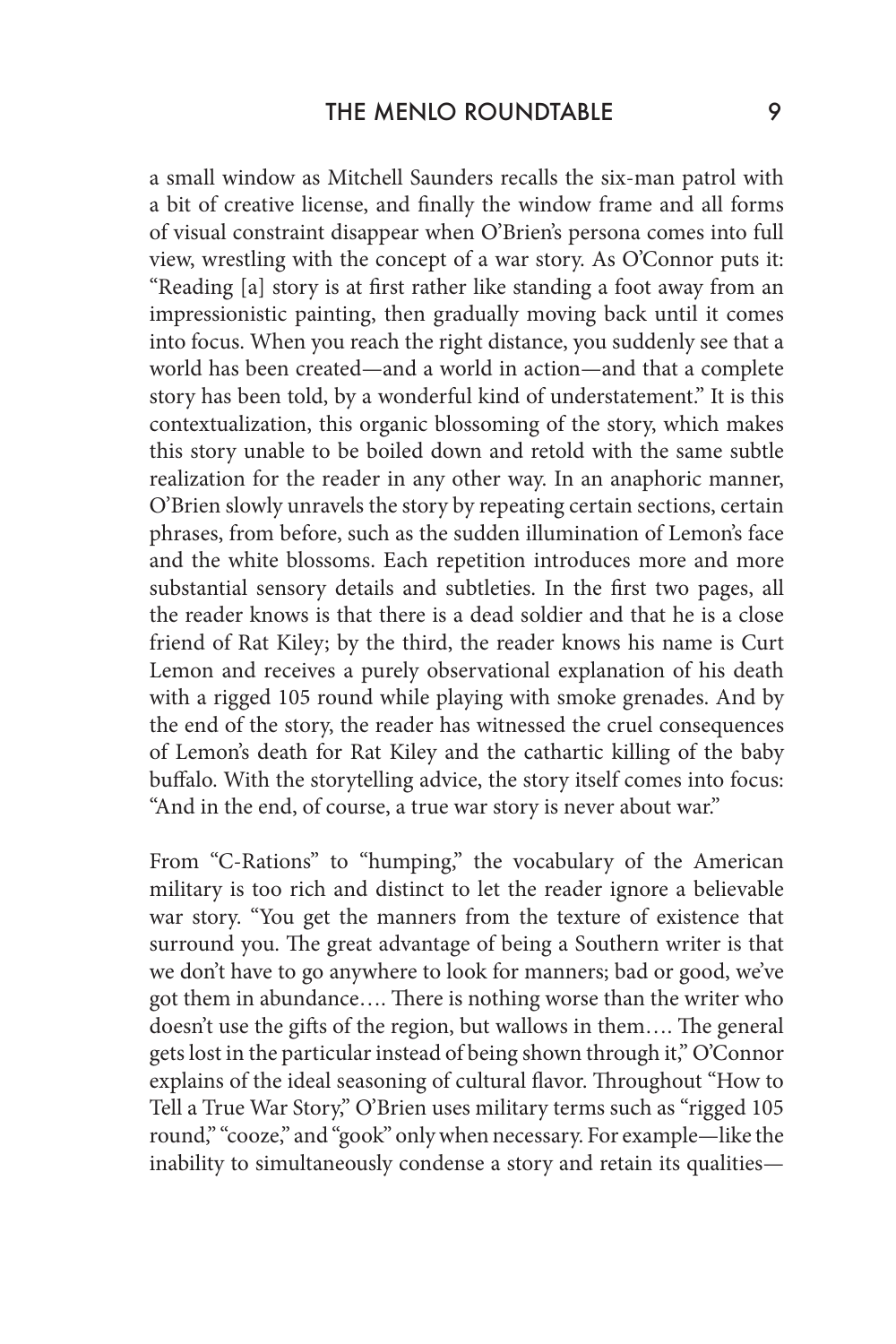a small window as Mitchell Saunders recalls the six-man patrol with a bit of creative license, and finally the window frame and all forms of visual constraint disappear when O'Brien's persona comes into full view, wrestling with the concept of a war story. As O'Connor puts it: "Reading [a] story is at first rather like standing a foot away from an impressionistic painting, then gradually moving back until it comes into focus. When you reach the right distance, you suddenly see that a world has been created—and a world in action—and that a complete story has been told, by a wonderful kind of understatement." It is this contextualization, this organic blossoming of the story, which makes this story unable to be boiled down and retold with the same subtle realization for the reader in any other way. In an anaphoric manner, O'Brien slowly unravels the story by repeating certain sections, certain phrases, from before, such as the sudden illumination of Lemon's face and the white blossoms. Each repetition introduces more and more substantial sensory details and subtleties. In the first two pages, all the reader knows is that there is a dead soldier and that he is a close friend of Rat Kiley; by the third, the reader knows his name is Curt Lemon and receives a purely observational explanation of his death with a rigged 105 round while playing with smoke grenades. And by the end of the story, the reader has witnessed the cruel consequences of Lemon's death for Rat Kiley and the cathartic killing of the baby buffalo. With the storytelling advice, the story itself comes into focus: "And in the end, of course, a true war story is never about war."

From "C-Rations" to "humping," the vocabulary of the American military is too rich and distinct to let the reader ignore a believable war story. "You get the manners from the texture of existence that surround you. The great advantage of being a Southern writer is that we don't have to go anywhere to look for manners; bad or good, we've got them in abundance…. There is nothing worse than the writer who doesn't use the gifts of the region, but wallows in them…. The general gets lost in the particular instead of being shown through it," O'Connor explains of the ideal seasoning of cultural flavor. Throughout "How to Tell a True War Story," O'Brien uses military terms such as "rigged 105 round," "cooze," and "gook" only when necessary. For example—like the inability to simultaneously condense a story and retain its qualities—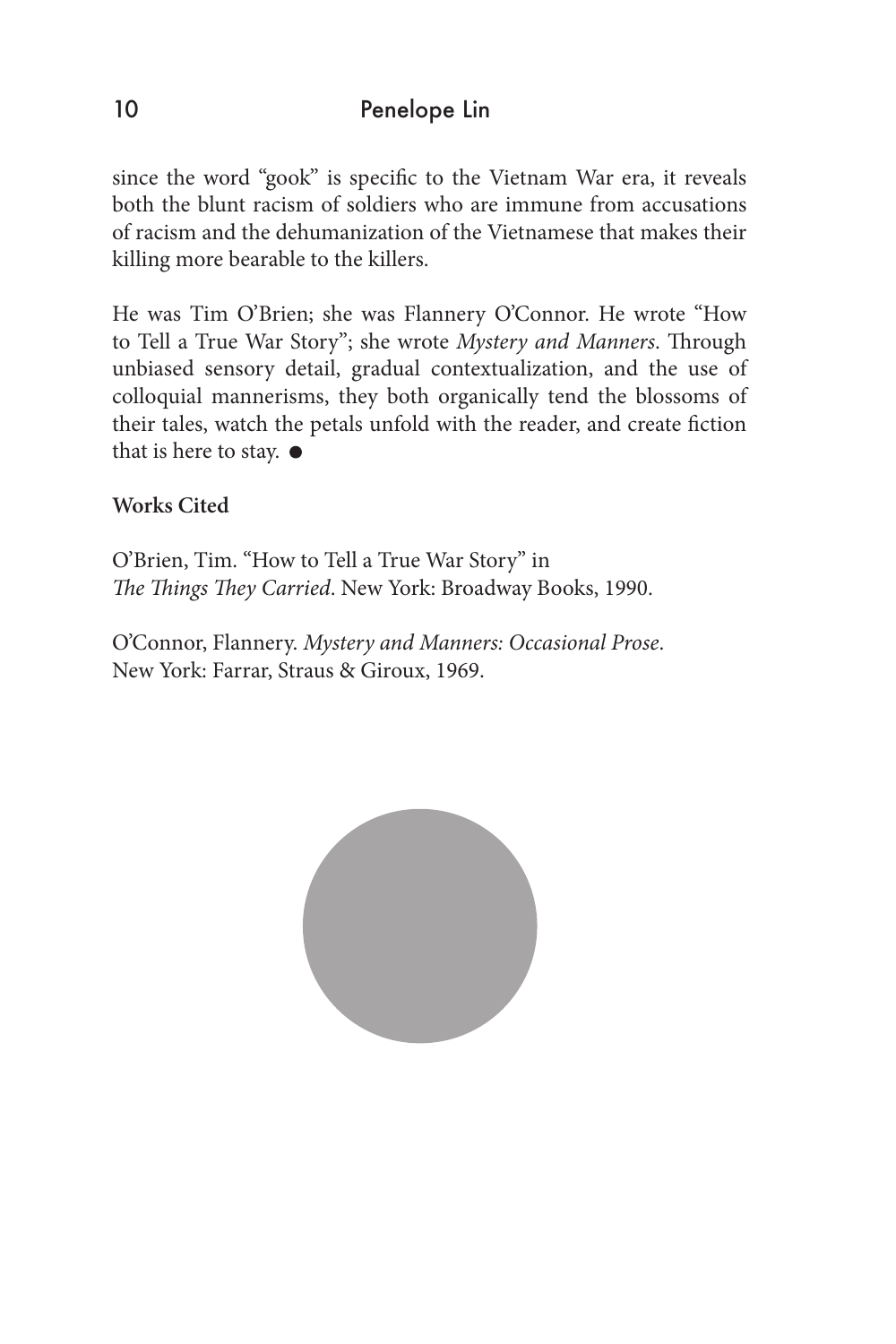since the word "gook" is specific to the Vietnam War era, it reveals both the blunt racism of soldiers who are immune from accusations of racism and the dehumanization of the Vietnamese that makes their killing more bearable to the killers.

He was Tim O'Brien; she was Flannery O'Connor. He wrote "How to Tell a True War Story"; she wrote *Mystery and Manners*. Through unbiased sensory detail, gradual contextualization, and the use of colloquial mannerisms, they both organically tend the blossoms of their tales, watch the petals unfold with the reader, and create fiction that is here to stay. ●

**Works Cited**

O'Brien, Tim. "How to Tell a True War Story" in *The Things They Carried*. New York: Broadway Books, 1990.

O'Connor, Flannery. *Mystery and Manners: Occasional Prose*. New York: Farrar, Straus & Giroux, 1969.